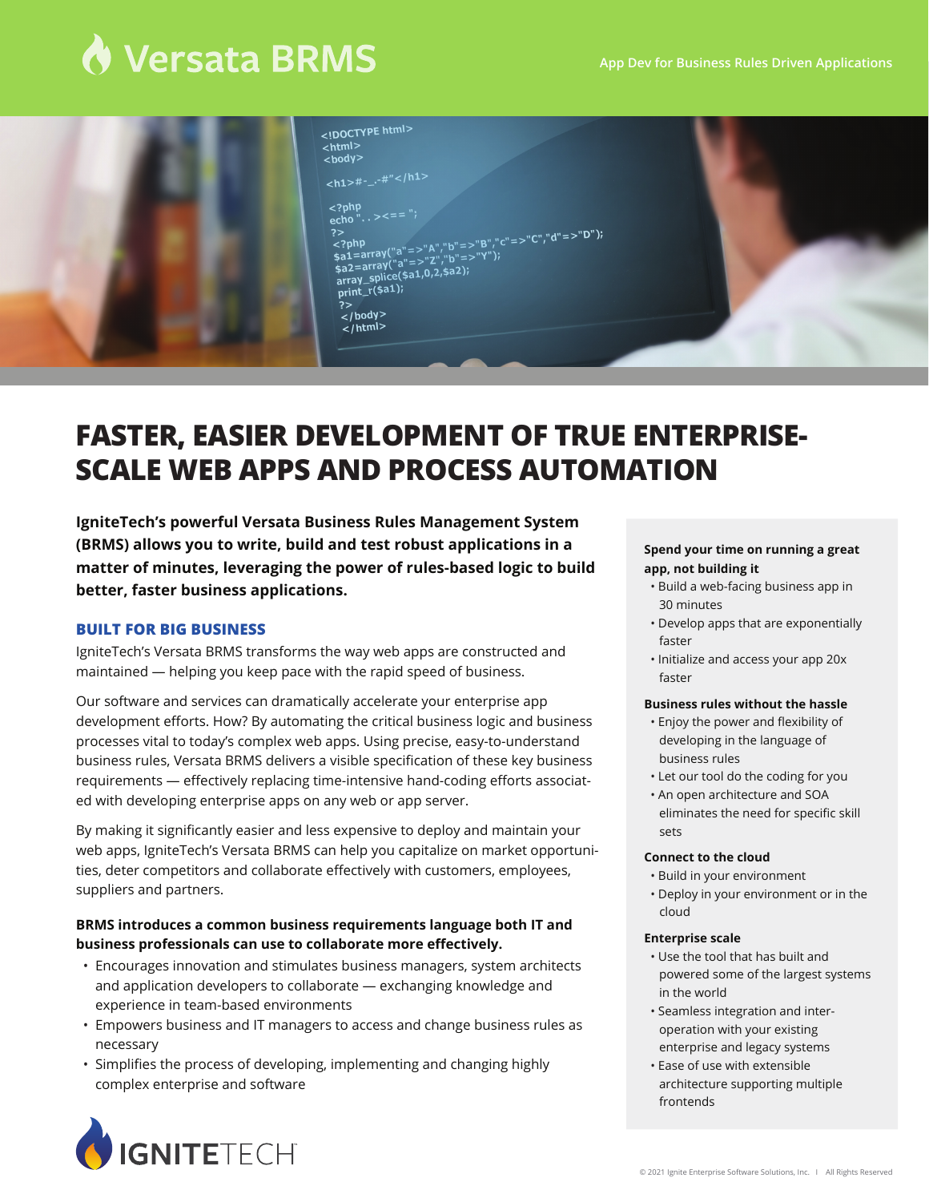# Versata BRMS

App Dev for Business Rules Driven Applications

## FASTER, EASIER DEVELOPMENT OF TRUE ENTERPRISE-SCALE WEB APPS AND PROCESS AUTOMATION

**IgniteTech's powerful Versata Business Rules Management System (BRMS) allows you to write, build and test robust applications in a matter of minutes, leveraging the power of rules-based logic to build better, faster business applications.**

### BUILT FOR BIG BUSINESS

IgniteTech's Versata BRMS transforms the way web apps are constructed and maintained — helping you keep pace with the rapid speed of business.

Our software and services can dramatically accelerate your enterprise app development efforts. How? By automating the critical business logic and business processes vital to today's complex web apps. Using precise, easy-to-understand business rules, Versata BRMS delivers a visible specification of these key business requirements — effectively replacing time-intensive hand-coding efforts associated with developing enterprise apps on any web or app server.

By making it significantly easier and less expensive to deploy and maintain your web apps, IgniteTech's Versata BRMS can help you capitalize on market opportunities, deter competitors and collaborate effectively with customers, employees, suppliers and partners.

**BRMS introduces a common business requirements language both IT and business professionals can use to collaborate more effectively.**

- Encourages innovation and stimulates business managers, system architects and application developers to collaborate — exchanging knowledge and experience in team-based environments
- Empowers business and IT managers to access and change business rules as necessary
- Simplifies the process of developing, implementing and changing highly complex enterprise and software

**Spend your time on running a great app, not building it**

- Build a web-facing business app in 30 minutes
- Develop apps that are exponentially faster
- Initialize and access your app 20x faster

**Business rules without the hassle**

- Enjoy the power and flexibility of developing in the language of business rules
- Let our tool do the coding for you
- An open architecture and SOA eliminates the need for specific skill sets

**Connect to the cloud**

- Build in your environment
- Deploy in your environment or in the cloud

**Enterprise scale**

- Use the tool that has built and powered some of the largest systems in the world
- Seamless integration and inter-operation with your existing enterprise and legacy systems
- Ease of use with extensible architecture supporting multiple frontends

IGNITETECH

© 2021 Ignite Enterprise Software Solutions, Inc. | All Rights Reserved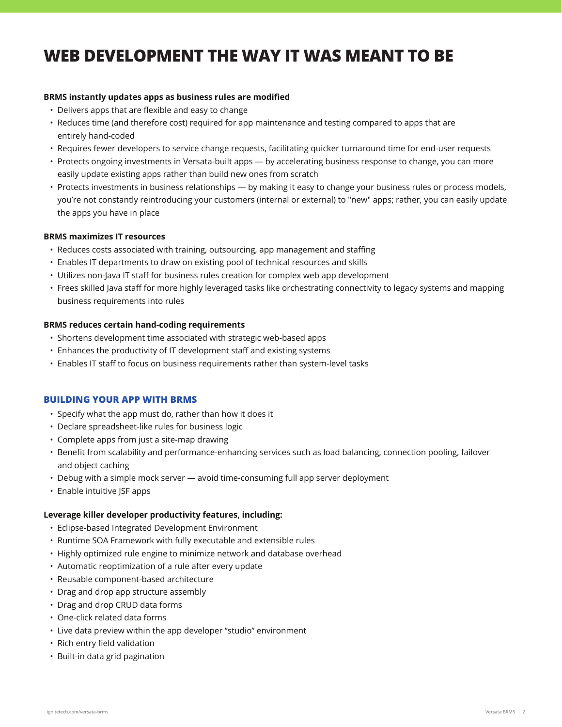# WEB DEVELOPMENT THE WAY IT WAS MEANT TO BE

**BRMS instantly updates apps as business rules are modified**

- Delivers apps that are flexible and easy to change
- Reduces time (and therefore cost) required for app maintenance and testing compared to apps that are entirely hand-coded
- Requires fewer developers to service change requests, facilitating quicker turnaround time for end-user requests
- Protects ongoing investments in Versata-built apps — by accelerating business response to change, you can more easily update existing apps rather than build new ones from scratch
- Protects investments in business relationships — by making it easy to change your business rules or process models, you're not constantly reintroducing your customers (internal or external) to "new" apps; rather, you can easily update the apps you have in place

**BRMS maximizes IT resources**

- Reduces costs associated with training, outsourcing, app management and staffing
- Enables IT departments to draw on existing pool of technical resources and skills
- Utilizes non-Java IT staff for business rules creation for complex web app development
- Frees skilled Java staff for more highly leveraged tasks like orchestrating connectivity to legacy systems and mapping business requirements into rules

**BRMS reduces certain hand-coding requirements**

- Shortens development time associated with strategic web-based apps
- Enhances the productivity of IT development staff and existing systems
- Enables IT staff to focus on business requirements rather than system-level tasks

## BUILDING YOUR APP WITH BRMS

- Specify what the app must do, rather than how it does it
- Declare spreadsheet-like rules for business logic
- Complete apps from just a site-map drawing
- Benefit from scalability and performance-enhancing services such as load balancing, connection pooling, failover and object caching
- Debug with a simple mock server — avoid time-consuming full app server deployment
- Enable intuitive JSF apps

**Leverage killer developer productivity features, including:**

- Eclipse-based Integrated Development Environment
- Runtime SOA Framework with fully executable and extensible rules
- Highly optimized rule engine to minimize network and database overhead
- Automatic reoptimization of a rule after every update
- Reusable component-based architecture
- Drag and drop app structure assembly
- Drag and drop CRUD data forms
- One-click related data forms
- Live data preview within the app developer "studio" environment
- Rich entry field validation
- Built-in data grid pagination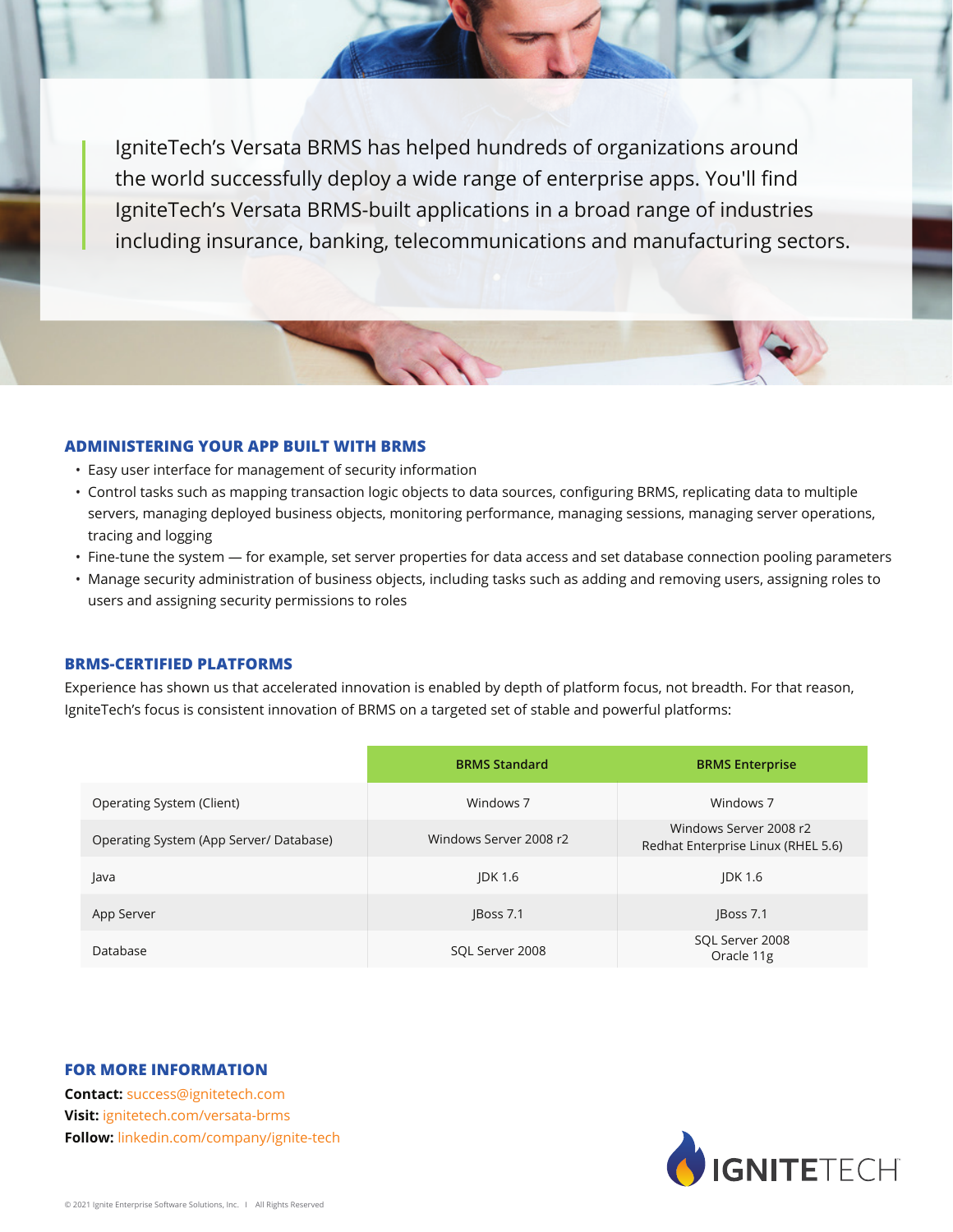> IgniteTech's Versata BRMS has helped hundreds of organizations around the world successfully deploy a wide range of enterprise apps. You'll find IgniteTech's Versata BRMS-built applications in a broad range of industries including insurance, banking, telecommunications and manufacturing sectors.

## ADMINISTERING YOUR APP BUILT WITH BRMS

- Easy user interface for management of security information
- Control tasks such as mapping transaction logic objects to data sources, configuring BRMS, replicating data to multiple servers, managing deployed business objects, monitoring performance, managing sessions, managing server operations, tracing and logging
- Fine-tune the system — for example, set server properties for data access and set database connection pooling parameters
- Manage security administration of business objects, including tasks such as adding and removing users, assigning roles to users and assigning security permissions to roles

## BRMS-CERTIFIED PLATFORMS

Experience has shown us that accelerated innovation is enabled by depth of platform focus, not breadth. For that reason, IgniteTech's focus is consistent innovation of BRMS on a targeted set of stable and powerful platforms:

| | BRMS Standard | BRMS Enterprise |
|---|---|---|
| Operating System (Client) | Windows 7 | Windows 7 |
| Operating System (App Server/ Database) | Windows Server 2008 r2 | Windows Server 2008 r2<br>Redhat Enterprise Linux (RHEL 5.6) |
| Java | JDK 1.6 | JDK 1.6 |
| App Server | JBoss 7.1 | JBoss 7.1 |
| Database | SQL Server 2008 | SQL Server 2008<br>Oracle 11g |

## FOR MORE INFORMATION

**Contact:** success@ignitetech.com
**Visit:** ignitetech.com/versata-brms
**Follow:** linkedin.com/company/ignite-tech

IGNITETECH

© 2021 Ignite Enterprise Software Solutions, Inc. | All Rights Reserved